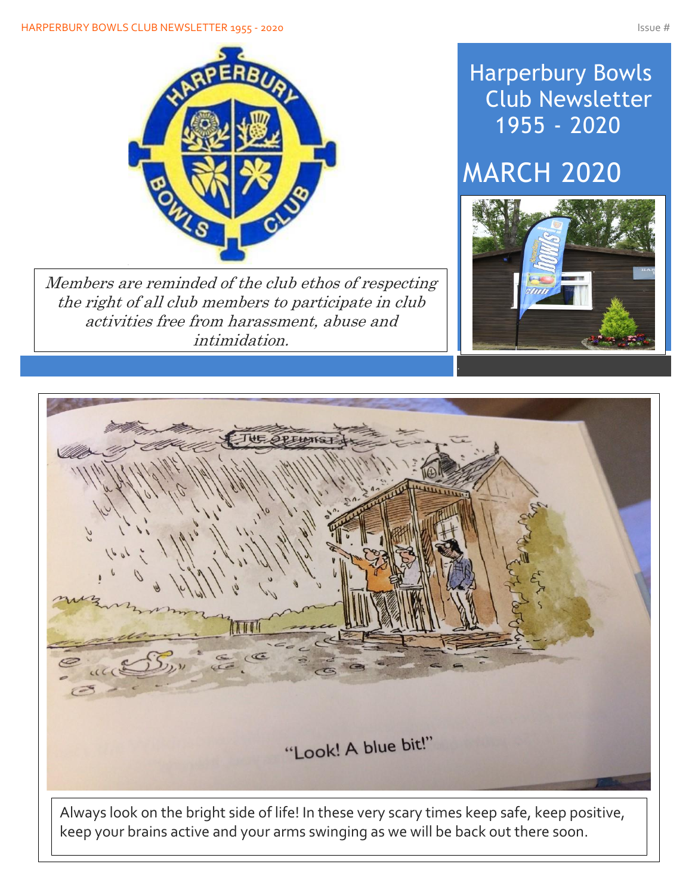# Harperbury Bowls Club Newsletter 1955 - 2020

## MARCH 2020

*Members are reminded of the club ethos of respecting the right of all club members to participate in club activities free from harassment, abuse and intimidation.*

"Look! A blue bit!"

Always look on the bright side of life! In these very scary times keep safe, keep positive, keep your brains active and your arms swinging as we will be back out there soon.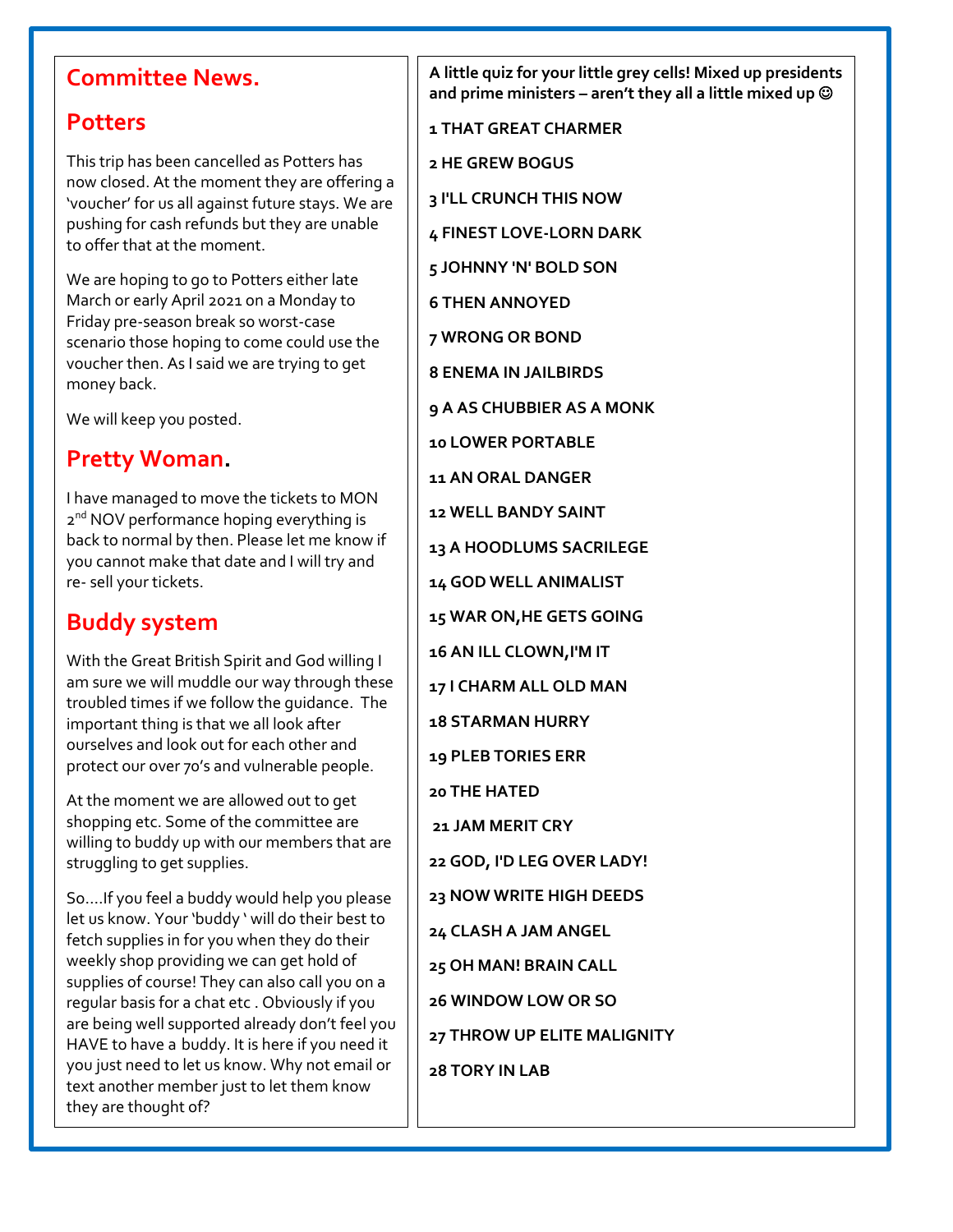## Committee News.

## Potters

This trip has been cancelled as Potters has now closed. At the moment they are offering a 'voucher' for us all against future stays. We are pushing for cash refunds but they are unable to offer that at the moment.

We are hoping to go to Potters either late March or early April 2021 on a Monday to Friday pre-season break so worst-case scenario those hoping to come could use the voucher then. As I said we are trying to get money back.

We will keep you posted.

## Pretty Woman.

I have managed to move the tickets to MON 2nd NOV performance hoping everything is back to normal by then. Please let me know if you cannot make that date and I will try and re- sell your tickets.

## Buddy system

With the Great British Spirit and God willing I am sure we will muddle our way through these troubled times if we follow the guidance. The important thing is that we all look after ourselves and look out for each other and protect our over 70's and vulnerable people.

At the moment we are allowed out to get shopping etc. Some of the committee are willing to buddy up with our members that are struggling to get supplies.

So….If you feel a buddy would help you please let us know. Your 'buddy ' will do their best to fetch supplies in for you when they do their weekly shop providing we can get hold of supplies of course! They can also call you on a regular basis for a chat etc . Obviously if you are being well supported already don't feel you HAVE to have a buddy. It is here if you need it you just need to let us know. Why not email or text another member just to let them know they are thought of?

**A little quiz for your little grey cells! Mixed up presidents and prime ministers – aren't they all a little mixed up ☺**

**1 THAT GREAT CHARMER**

**2 HE GREW BOGUS**

**3 I'LL CRUNCH THIS NOW**

**4 FINEST LOVE-LORN DARK**

**5 JOHNNY 'N' BOLD SON**

**6 THEN ANNOYED**

**7 WRONG OR BOND**

**8 ENEMA IN JAILBIRDS**

**9 A AS CHUBBIER AS A MONK**

**10 LOWER PORTABLE**

**11 AN ORAL DANGER**

**12 WELL BANDY SAINT**

**13 A HOODLUMS SACRILEGE**

**14 GOD WELL ANIMALIST**

**15 WAR ON,HE GETS GOING**

**16 AN ILL CLOWN,I'M IT**

**17 I CHARM ALL OLD MAN**

**18 STARMAN HURRY**

**19 PLEB TORIES ERR**

**20 THE HATED**

**21 JAM MERIT CRY**

**22 GOD, I'D LEG OVER LADY!**

**23 NOW WRITE HIGH DEEDS**

**24 CLASH A JAM ANGEL**

**25 OH MAN! BRAIN CALL**

**26 WINDOW LOW OR SO**

**27 THROW UP ELITE MALIGNITY**

**28 TORY IN LAB**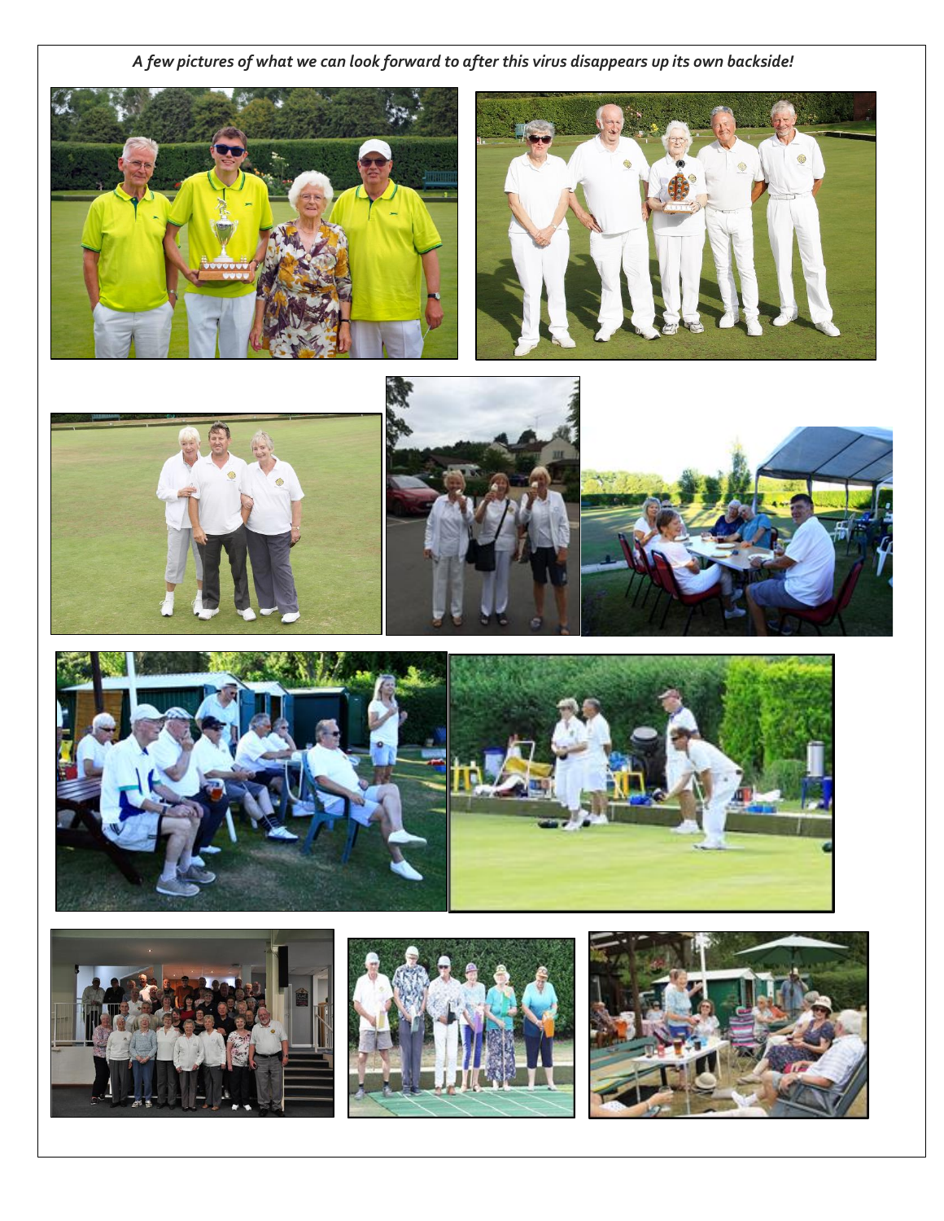*A few pictures of what we can look forward to after this virus disappears up its own backside!*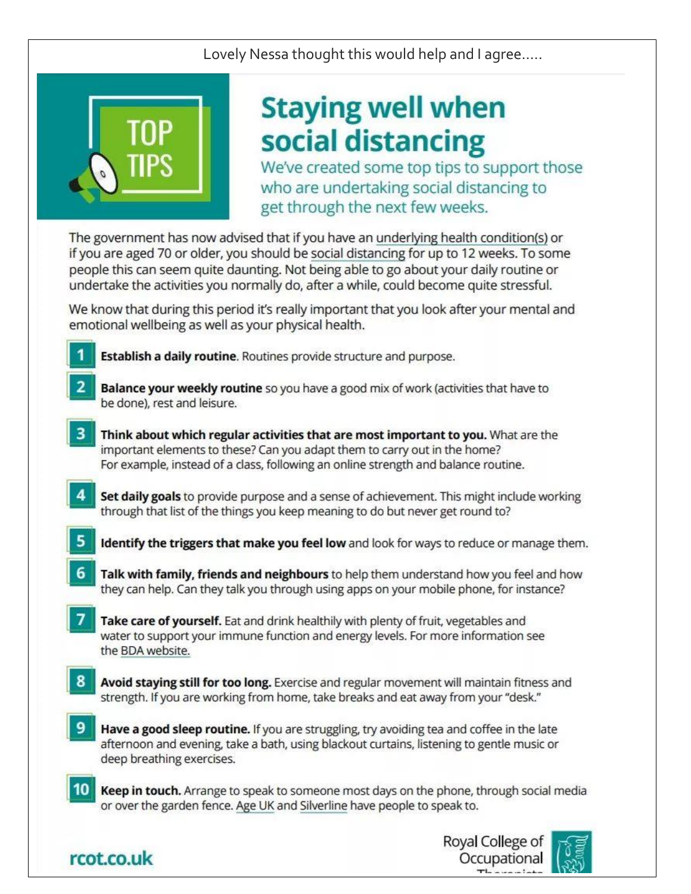Lovely Nessa thought this would help and I agree.....

TOP TIPS

# Staying well when social distancing

We've created some top tips to support those who are undertaking social distancing to get through the next few weeks.

The government has now advised that if you have an underlying health condition(s) or if you are aged 70 or older, you should be social distancing for up to 12 weeks. To some people this can seem quite daunting. Not being able to go about your daily routine or undertake the activities you normally do, after a while, could become quite stressful.

We know that during this period it's really important that you look after your mental and emotional wellbeing as well as your physical health.

1. **Establish a daily routine**. Routines provide structure and purpose.
2. **Balance your weekly routine** so you have a good mix of work (activities that have to be done), rest and leisure.
3. **Think about which regular activities that are most important to you.** What are the important elements to these? Can you adapt them to carry out in the home? For example, instead of a class, following an online strength and balance routine.
4. **Set daily goals** to provide purpose and a sense of achievement. This might include working through that list of the things you keep meaning to do but never get round to?
5. **Identify the triggers that make you feel low** and look for ways to reduce or manage them.
6. **Talk with family, friends and neighbours** to help them understand how you feel and how they can help. Can they talk you through using apps on your mobile phone, for instance?
7. **Take care of yourself.** Eat and drink healthily with plenty of fruit, vegetables and water to support your immune function and energy levels. For more information see the BDA website.
8. **Avoid staying still for too long.** Exercise and regular movement will maintain fitness and strength. If you are working from home, take breaks and eat away from your "desk."
9. **Have a good sleep routine.** If you are struggling, try avoiding tea and coffee in the late afternoon and evening, take a bath, using blackout curtains, listening to gentle music or deep breathing exercises.
10. **Keep in touch.** Arrange to speak to someone most days on the phone, through social media or over the garden fence. Age UK and Silverline have people to speak to.

rcot.co.uk

Royal College of Occupational Therapists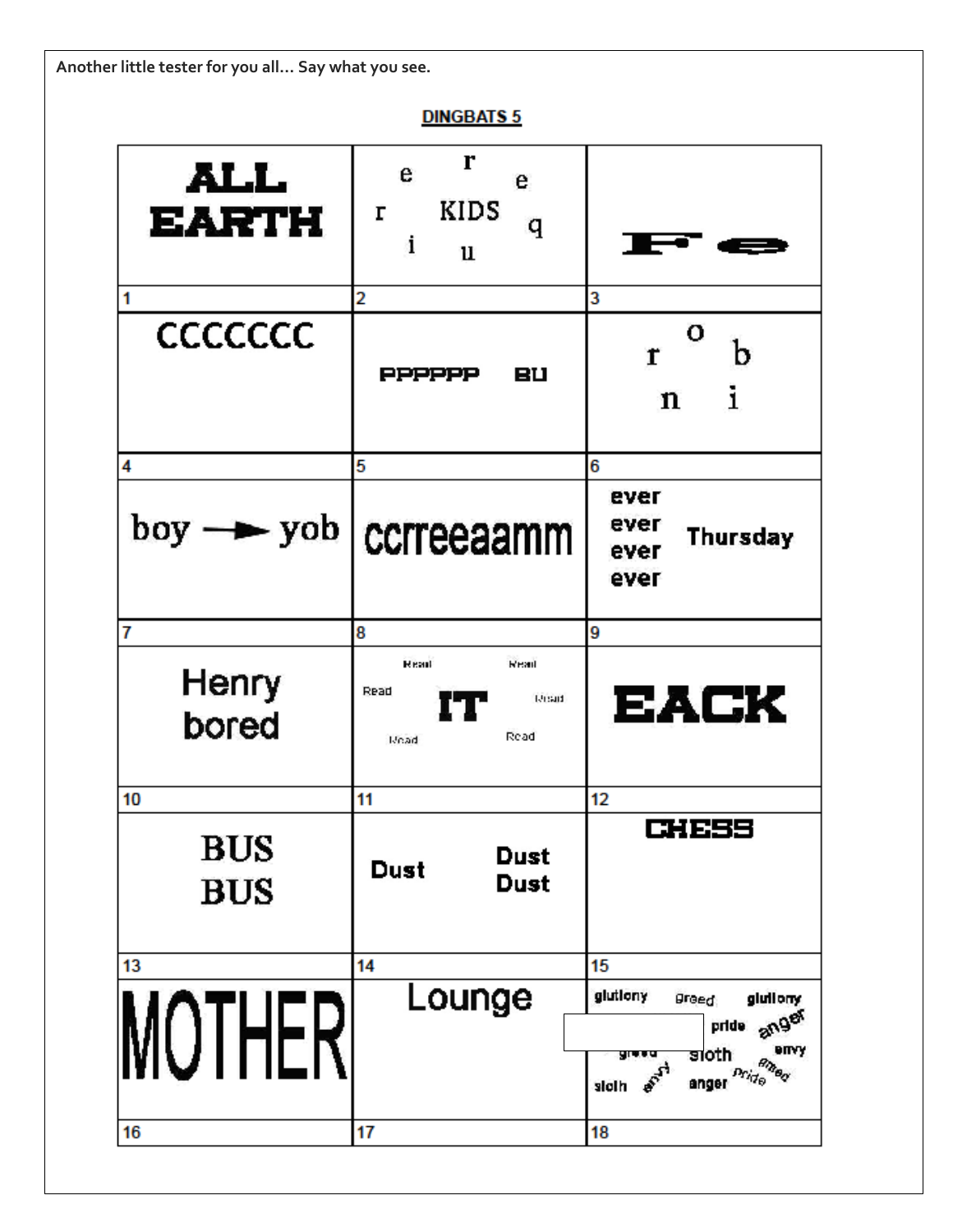Another little tester for you all… Say what you see.

**DINGBATS 5**

| | | |
|---|---|---|
| ALL<br>EARTH | r e e r KIDS q i u | F e |
| 1 | 2 | 3 |
| CCCCCCC | PPPPPP BU | o r b n i |
| 4 | 5 | 6 |
| boy → yob | ccrreeaamm | ever<br>ever<br>ever<br>ever Thursday |
| 7 | 8 | 9 |
| Henry<br>bored | Read Read Read IT Read Read Read | EACK |
| 10 | 11 | 12 |
| BUS<br>BUS | Dust Dust<br>Dust | CHESS |
| 13 | 14 | 15 |
| MOTHER | Lounge | gluttony greed gluttony pride anger greed sloth envy sloth envy anger pride greed |
| 16 | 17 | 18 |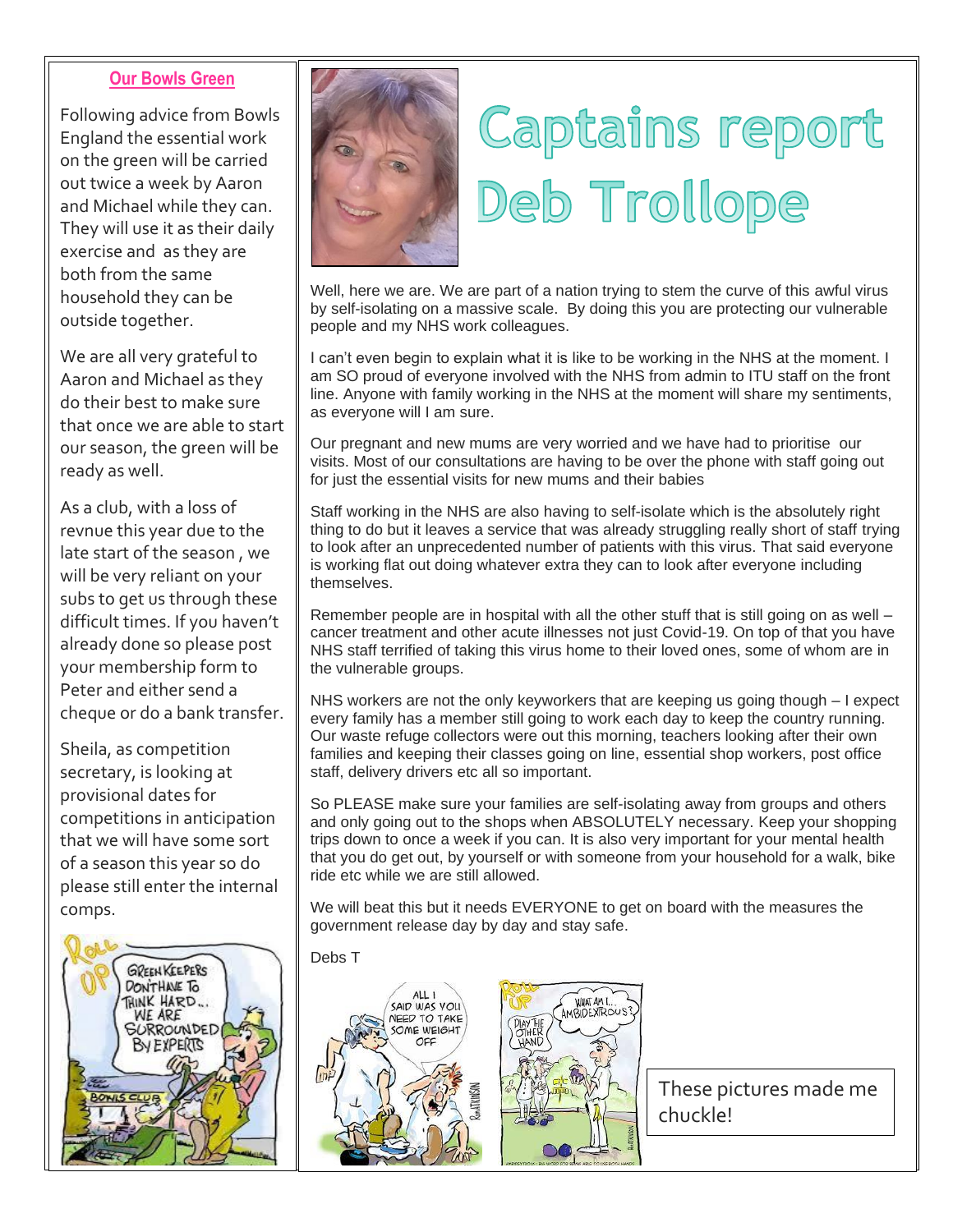## Our Bowls Green

Following advice from Bowls England the essential work on the green will be carried out twice a week by Aaron and Michael while they can. They will use it as their daily exercise and as they are both from the same household they can be outside together.

We are all very grateful to Aaron and Michael as they do their best to make sure that once we are able to start our season, the green will be ready as well.

As a club, with a loss of revnue this year due to the late start of the season , we will be very reliant on your subs to get us through these difficult times. If you haven't already done so please post your membership form to Peter and either send a cheque or do a bank transfer.

Sheila, as competition secretary, is looking at provisional dates for competitions in anticipation that we will have some sort of a season this year so do please still enter the internal comps.

# Captains report Deb Trollope

Well, here we are. We are part of a nation trying to stem the curve of this awful virus by self-isolating on a massive scale. By doing this you are protecting our vulnerable people and my NHS work colleagues.

I can't even begin to explain what it is like to be working in the NHS at the moment. I am SO proud of everyone involved with the NHS from admin to ITU staff on the front line. Anyone with family working in the NHS at the moment will share my sentiments, as everyone will I am sure.

Our pregnant and new mums are very worried and we have had to prioritise our visits. Most of our consultations are having to be over the phone with staff going out for just the essential visits for new mums and their babies

Staff working in the NHS are also having to self-isolate which is the absolutely right thing to do but it leaves a service that was already struggling really short of staff trying to look after an unprecedented number of patients with this virus. That said everyone is working flat out doing whatever extra they can to look after everyone including themselves.

Remember people are in hospital with all the other stuff that is still going on as well – cancer treatment and other acute illnesses not just Covid-19. On top of that you have NHS staff terrified of taking this virus home to their loved ones, some of whom are in the vulnerable groups.

NHS workers are not the only keyworkers that are keeping us going though – I expect every family has a member still going to work each day to keep the country running. Our waste refuge collectors were out this morning, teachers looking after their own families and keeping their classes going on line, essential shop workers, post office staff, delivery drivers etc all so important.

So PLEASE make sure your families are self-isolating away from groups and others and only going out to the shops when ABSOLUTELY necessary. Keep your shopping trips down to once a week if you can. It is also very important for your mental health that you do get out, by yourself or with someone from your household for a walk, bike ride etc while we are still allowed.

We will beat this but it needs EVERYONE to get on board with the measures the government release day by day and stay safe.

Debs T

These pictures made me chuckle!